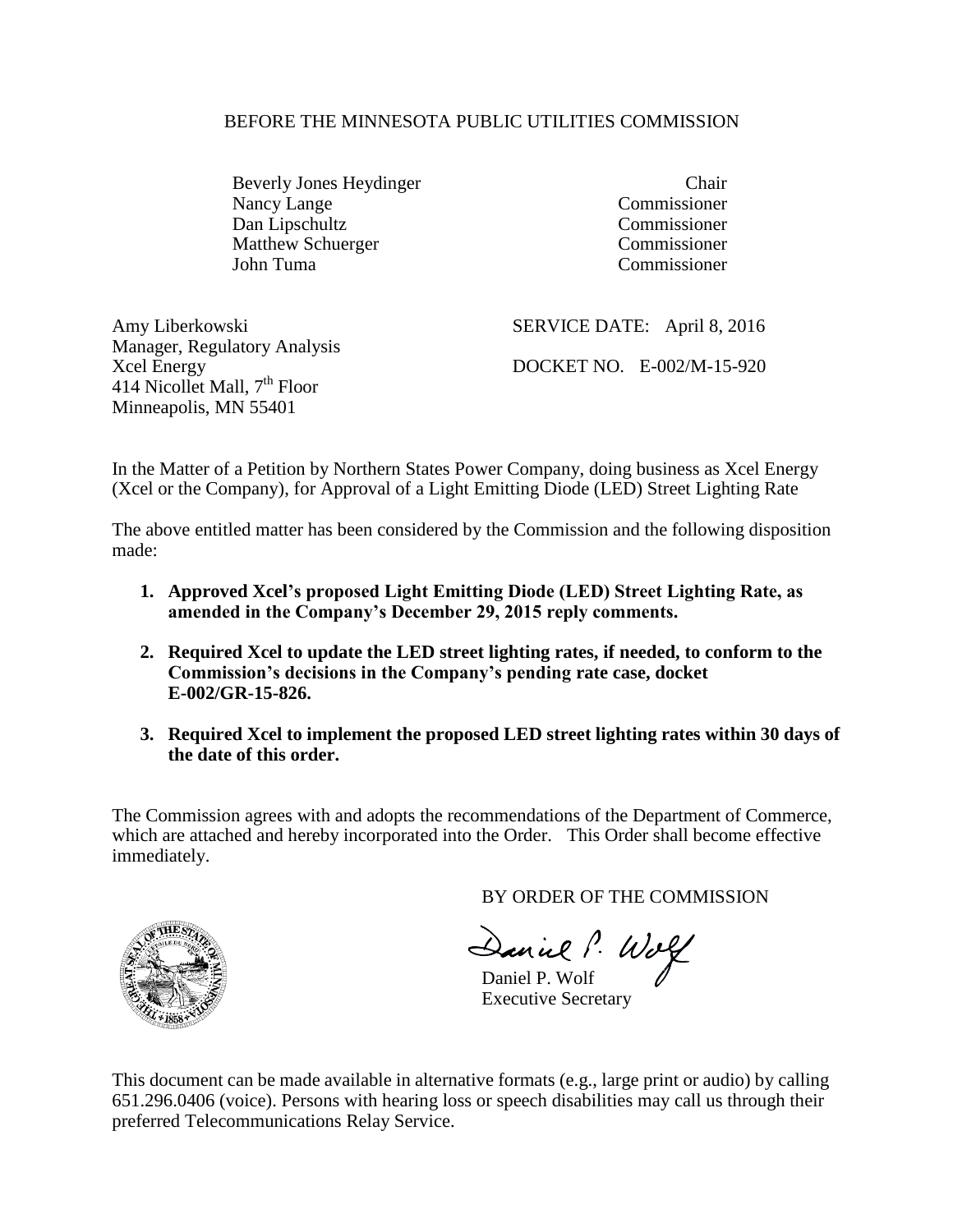BEFORE THE MINNESOTA PUBLIC UTILITIES COMMISSION

| | |
|---|---|
| Beverly Jones Heydinger | Chair |
| Nancy Lange | Commissioner |
| Dan Lipschultz | Commissioner |
| Matthew Schuerger | Commissioner |
| John Tuma | Commissioner |

Amy Liberkowski
Manager, Regulatory Analysis
Xcel Energy
414 Nicollet Mall, 7th Floor
Minneapolis, MN 55401

SERVICE DATE: April 8, 2016

DOCKET NO. E-002/M-15-920

In the Matter of a Petition by Northern States Power Company, doing business as Xcel Energy (Xcel or the Company), for Approval of a Light Emitting Diode (LED) Street Lighting Rate

The above entitled matter has been considered by the Commission and the following disposition made:

1. **Approved Xcel's proposed Light Emitting Diode (LED) Street Lighting Rate, as amended in the Company's December 29, 2015 reply comments.**
2. **Required Xcel to update the LED street lighting rates, if needed, to conform to the Commission's decisions in the Company's pending rate case, docket E-002/GR-15-826.**
3. **Required Xcel to implement the proposed LED street lighting rates within 30 days of the date of this order.**

The Commission agrees with and adopts the recommendations of the Department of Commerce, which are attached and hereby incorporated into the Order. This Order shall become effective immediately.

BY ORDER OF THE COMMISSION

Daniel P. Wolf
Executive Secretary

This document can be made available in alternative formats (e.g., large print or audio) by calling 651.296.0406 (voice). Persons with hearing loss or speech disabilities may call us through their preferred Telecommunications Relay Service.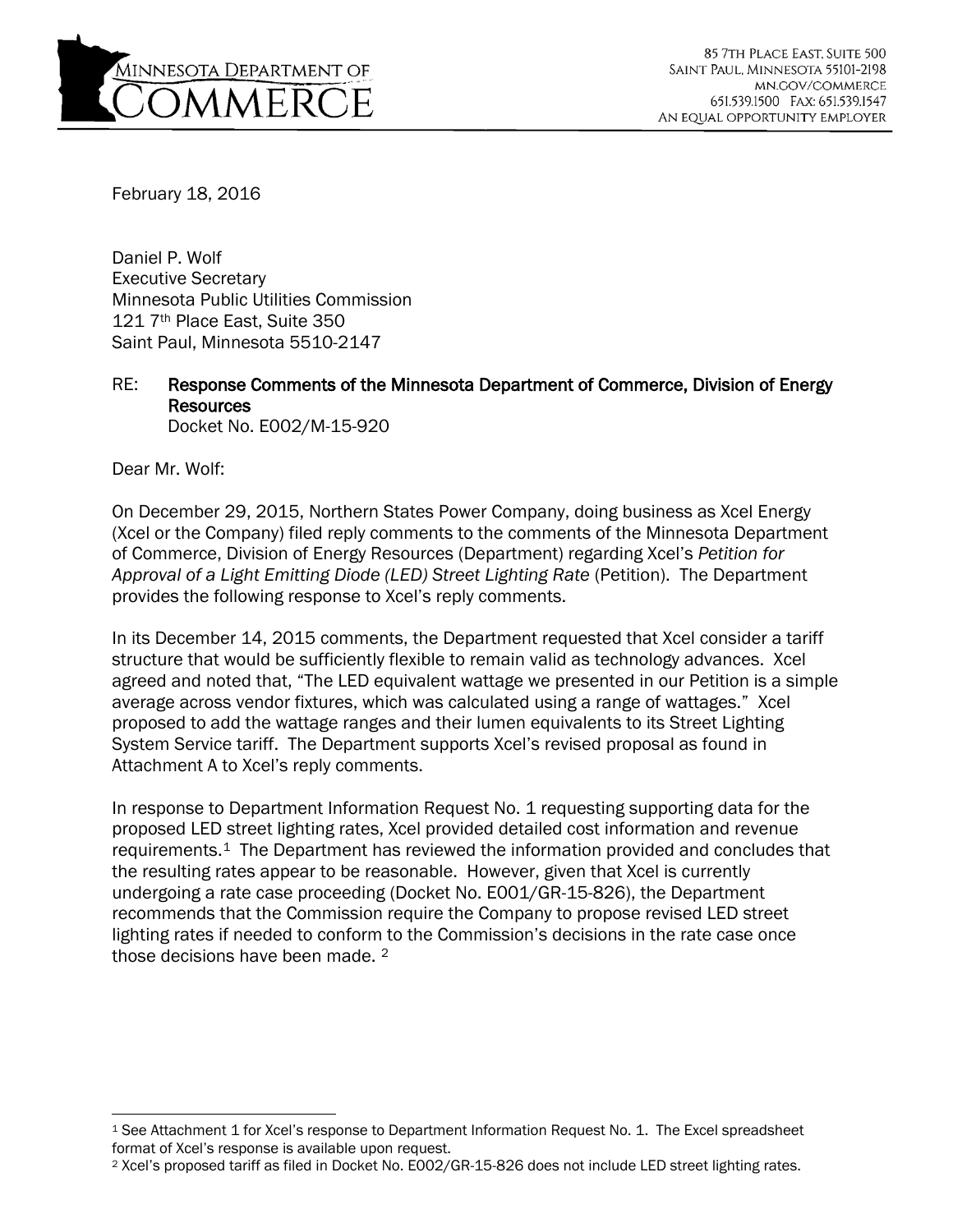MINNESOTA DEPARTMENT OF COMMERCE

85 7TH PLACE EAST, SUITE 500
SAINT PAUL, MINNESOTA 55101-2198
MN.GOV/COMMERCE
651.539.1500 FAX: 651.539.1547
AN EQUAL OPPORTUNITY EMPLOYER

February 18, 2016

Daniel P. Wolf
Executive Secretary
Minnesota Public Utilities Commission
121 7th Place East, Suite 350
Saint Paul, Minnesota 5510-2147

RE: **Response Comments of the Minnesota Department of Commerce, Division of Energy Resources**
Docket No. E002/M-15-920

Dear Mr. Wolf:

On December 29, 2015, Northern States Power Company, doing business as Xcel Energy (Xcel or the Company) filed reply comments to the comments of the Minnesota Department of Commerce, Division of Energy Resources (Department) regarding Xcel's *Petition for Approval of a Light Emitting Diode (LED) Street Lighting Rate* (Petition). The Department provides the following response to Xcel's reply comments.

In its December 14, 2015 comments, the Department requested that Xcel consider a tariff structure that would be sufficiently flexible to remain valid as technology advances. Xcel agreed and noted that, "The LED equivalent wattage we presented in our Petition is a simple average across vendor fixtures, which was calculated using a range of wattages." Xcel proposed to add the wattage ranges and their lumen equivalents to its Street Lighting System Service tariff. The Department supports Xcel's revised proposal as found in Attachment A to Xcel's reply comments.

In response to Department Information Request No. 1 requesting supporting data for the proposed LED street lighting rates, Xcel provided detailed cost information and revenue requirements.[1] The Department has reviewed the information provided and concludes that the resulting rates appear to be reasonable. However, given that Xcel is currently undergoing a rate case proceeding (Docket No. E001/GR-15-826), the Department recommends that the Commission require the Company to propose revised LED street lighting rates if needed to conform to the Commission's decisions in the rate case once those decisions have been made. [2]

---

[1] See Attachment 1 for Xcel's response to Department Information Request No. 1. The Excel spreadsheet format of Xcel's response is available upon request.

[2] Xcel's proposed tariff as filed in Docket No. E002/GR-15-826 does not include LED street lighting rates.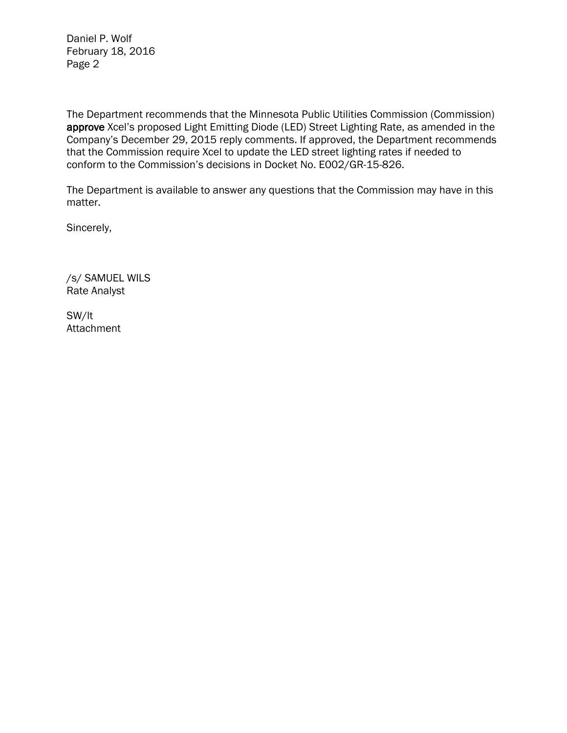The Department recommends that the Minnesota Public Utilities Commission (Commission) **approve** Xcel's proposed Light Emitting Diode (LED) Street Lighting Rate, as amended in the Company's December 29, 2015 reply comments. If approved, the Department recommends that the Commission require Xcel to update the LED street lighting rates if needed to conform to the Commission's decisions in Docket No. E002/GR-15-826.

The Department is available to answer any questions that the Commission may have in this matter.

Sincerely,

/s/ SAMUEL WILS
Rate Analyst

SW/lt
Attachment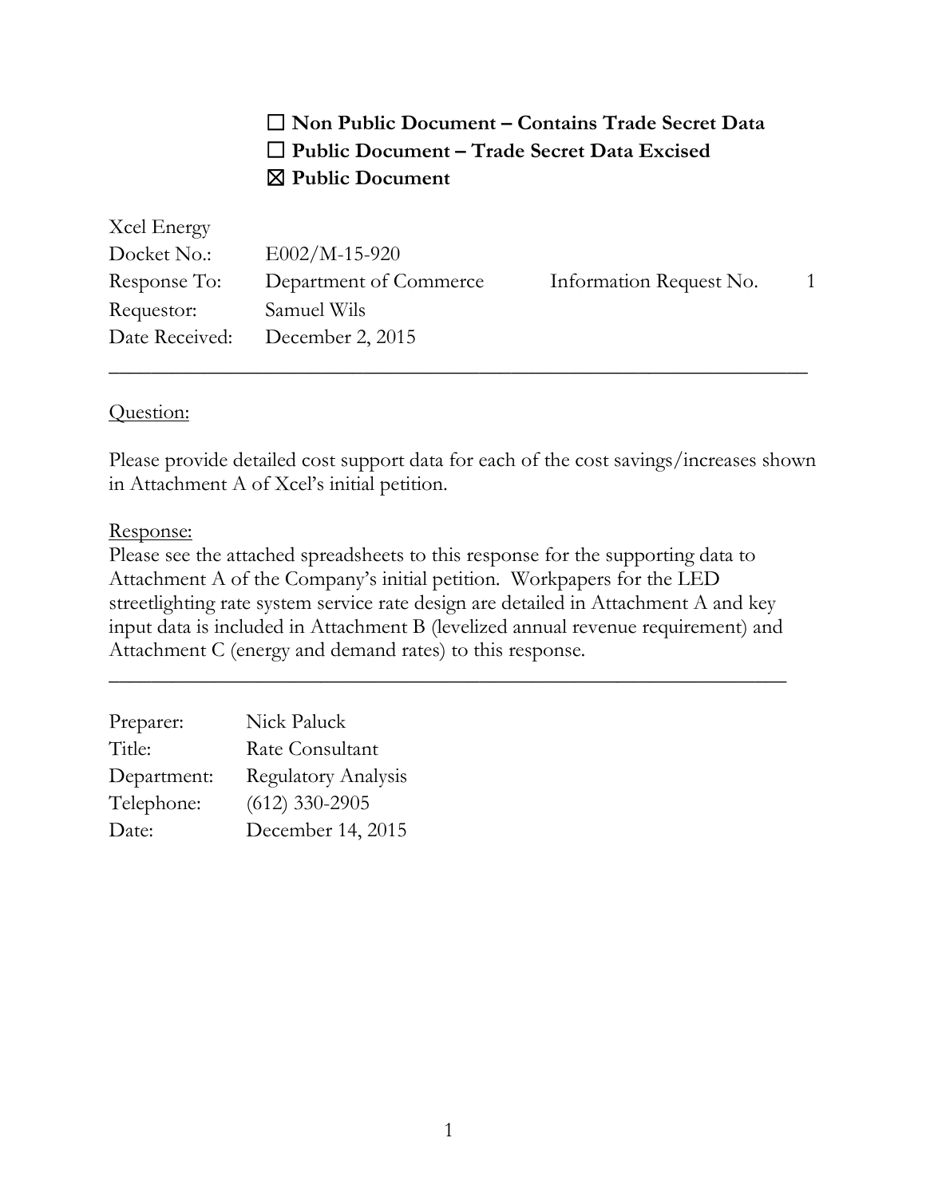☐ **Non Public Document – Contains Trade Secret Data**
☐ **Public Document – Trade Secret Data Excised**
☒ **Public Document**

| | | | |
|---|---|---|---|
| Xcel Energy | | | |
| Docket No.: | E002/M-15-920 | | |
| Response To: | Department of Commerce | Information Request No. | 1 |
| Requestor: | Samuel Wils | | |
| Date Received: | December 2, 2015 | | |

---

Question:

Please provide detailed cost support data for each of the cost savings/increases shown in Attachment A of Xcel's initial petition.

Response:

Please see the attached spreadsheets to this response for the supporting data to Attachment A of the Company's initial petition. Workpapers for the LED streetlighting rate system service rate design are detailed in Attachment A and key input data is included in Attachment B (levelized annual revenue requirement) and Attachment C (energy and demand rates) to this response.

---

| | |
|---|---|
| Preparer: | Nick Paluck |
| Title: | Rate Consultant |
| Department: | Regulatory Analysis |
| Telephone: | (612) 330-2905 |
| Date: | December 14, 2015 |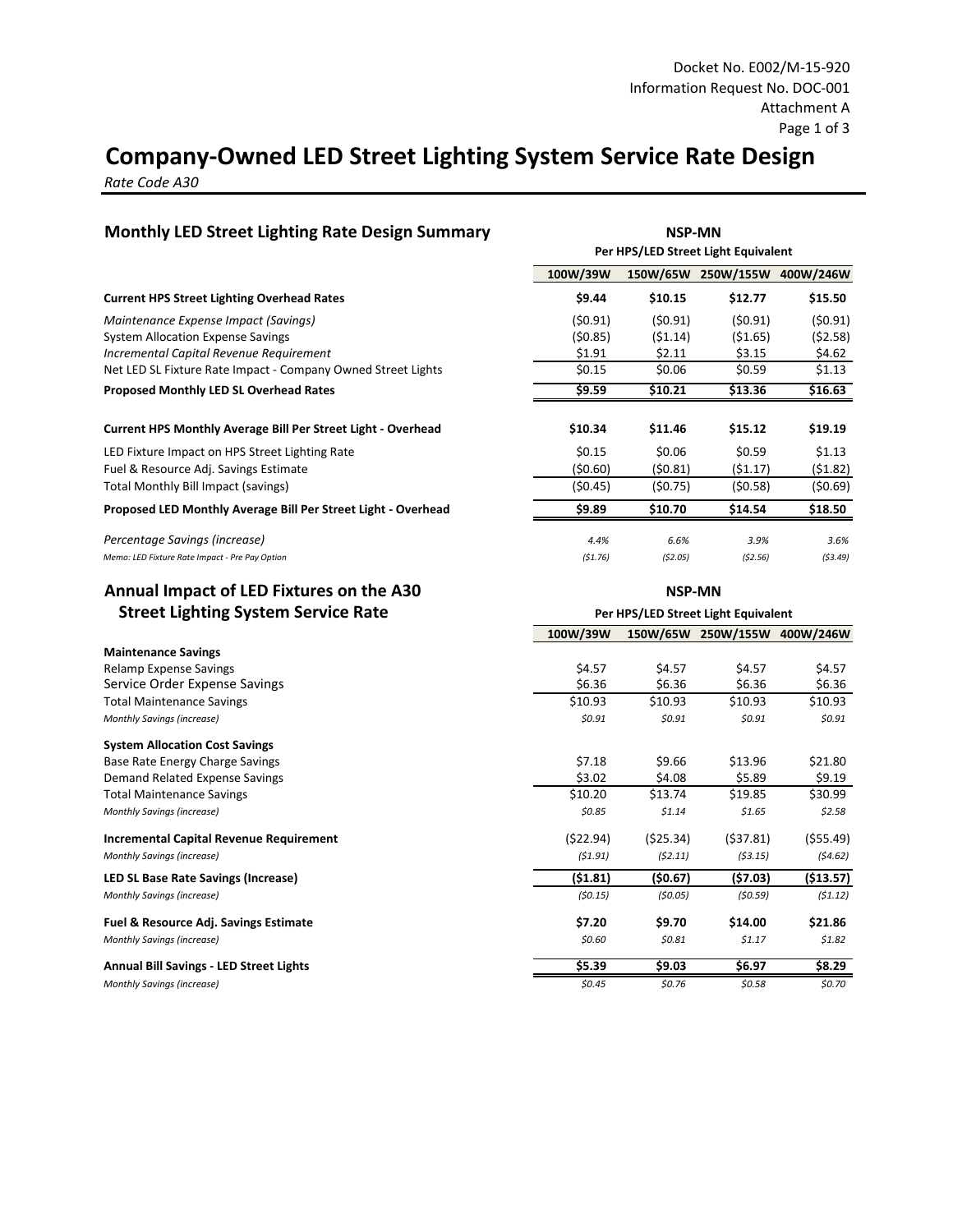Docket No. E002/M-15-920
Information Request No. DOC-001
Attachment A
Page 1 of 3

# Company-Owned LED Street Lighting System Service Rate Design

*Rate Code A30*

## Monthly LED Street Lighting Rate Design Summary

| | NSP-MN | | | |
|---|---|---|---|---|
| | Per HPS/LED Street Light Equivalent | | | |
| | **100W/39W** | **150W/65W** | **250W/155W** | **400W/246W** |
| **Current HPS Street Lighting Overhead Rates** | **$9.44** | **$10.15** | **$12.77** | **$15.50** |
| *Maintenance Expense Impact (Savings)* | ($0.91) | ($0.91) | ($0.91) | ($0.91) |
| System Allocation Expense Savings | ($0.85) | ($1.14) | ($1.65) | ($2.58) |
| *Incremental Capital Revenue Requirement* | $1.91 | $2.11 | $3.15 | $4.62 |
| Net LED SL Fixture Rate Impact - Company Owned Street Lights | $0.15 | $0.06 | $0.59 | $1.13 |
| **Proposed Monthly LED SL Overhead Rates** | **$9.59** | **$10.21** | **$13.36** | **$16.63** |
| **Current HPS Monthly Average Bill Per Street Light - Overhead** | **$10.34** | **$11.46** | **$15.12** | **$19.19** |
| LED Fixture Impact on HPS Street Lighting Rate | $0.15 | $0.06 | $0.59 | $1.13 |
| Fuel & Resource Adj. Savings Estimate | ($0.60) | ($0.81) | ($1.17) | ($1.82) |
| Total Monthly Bill Impact (savings) | ($0.45) | ($0.75) | ($0.58) | ($0.69) |
| **Proposed LED Monthly Average Bill Per Street Light - Overhead** | **$9.89** | **$10.70** | **$14.54** | **$18.50** |
| *Percentage Savings (increase)* | *4.4%* | *6.6%* | *3.9%* | *3.6%* |
| *Memo: LED Fixture Rate Impact - Pre Pay Option* | *($1.76)* | *($2.05)* | *($2.56)* | *($3.49)* |

## Annual Impact of LED Fixtures on the A30 Street Lighting System Service Rate

| | NSP-MN | | | |
|---|---|---|---|---|
| | Per HPS/LED Street Light Equivalent | | | |
| | **100W/39W** | **150W/65W** | **250W/155W** | **400W/246W** |
| **Maintenance Savings** | | | | |
| Relamp Expense Savings | $4.57 | $4.57 | $4.57 | $4.57 |
| Service Order Expense Savings | $6.36 | $6.36 | $6.36 | $6.36 |
| Total Maintenance Savings | $10.93 | $10.93 | $10.93 | $10.93 |
| *Monthly Savings (increase)* | *$0.91* | *$0.91* | *$0.91* | *$0.91* |
| **System Allocation Cost Savings** | | | | |
| Base Rate Energy Charge Savings | $7.18 | $9.66 | $13.96 | $21.80 |
| Demand Related Expense Savings | $3.02 | $4.08 | $5.89 | $9.19 |
| Total Maintenance Savings | $10.20 | $13.74 | $19.85 | $30.99 |
| *Monthly Savings (increase)* | *$0.85* | *$1.14* | *$1.65* | *$2.58* |
| **Incremental Capital Revenue Requirement** | ($22.94) | ($25.34) | ($37.81) | ($55.49) |
| *Monthly Savings (increase)* | *($1.91)* | *($2.11)* | *($3.15)* | *($4.62)* |
| **LED SL Base Rate Savings (Increase)** | **($1.81)** | **($0.67)** | **($7.03)** | **($13.57)** |
| *Monthly Savings (increase)* | *($0.15)* | *($0.05)* | *($0.59)* | *($1.12)* |
| **Fuel & Resource Adj. Savings Estimate** | **$7.20** | **$9.70** | **$14.00** | **$21.86** |
| *Monthly Savings (increase)* | *$0.60* | *$0.81* | *$1.17* | *$1.82* |
| **Annual Bill Savings - LED Street Lights** | **$5.39** | **$9.03** | **$6.97** | **$8.29** |
| *Monthly Savings (increase)* | *$0.45* | *$0.76* | *$0.58* | *$0.70* |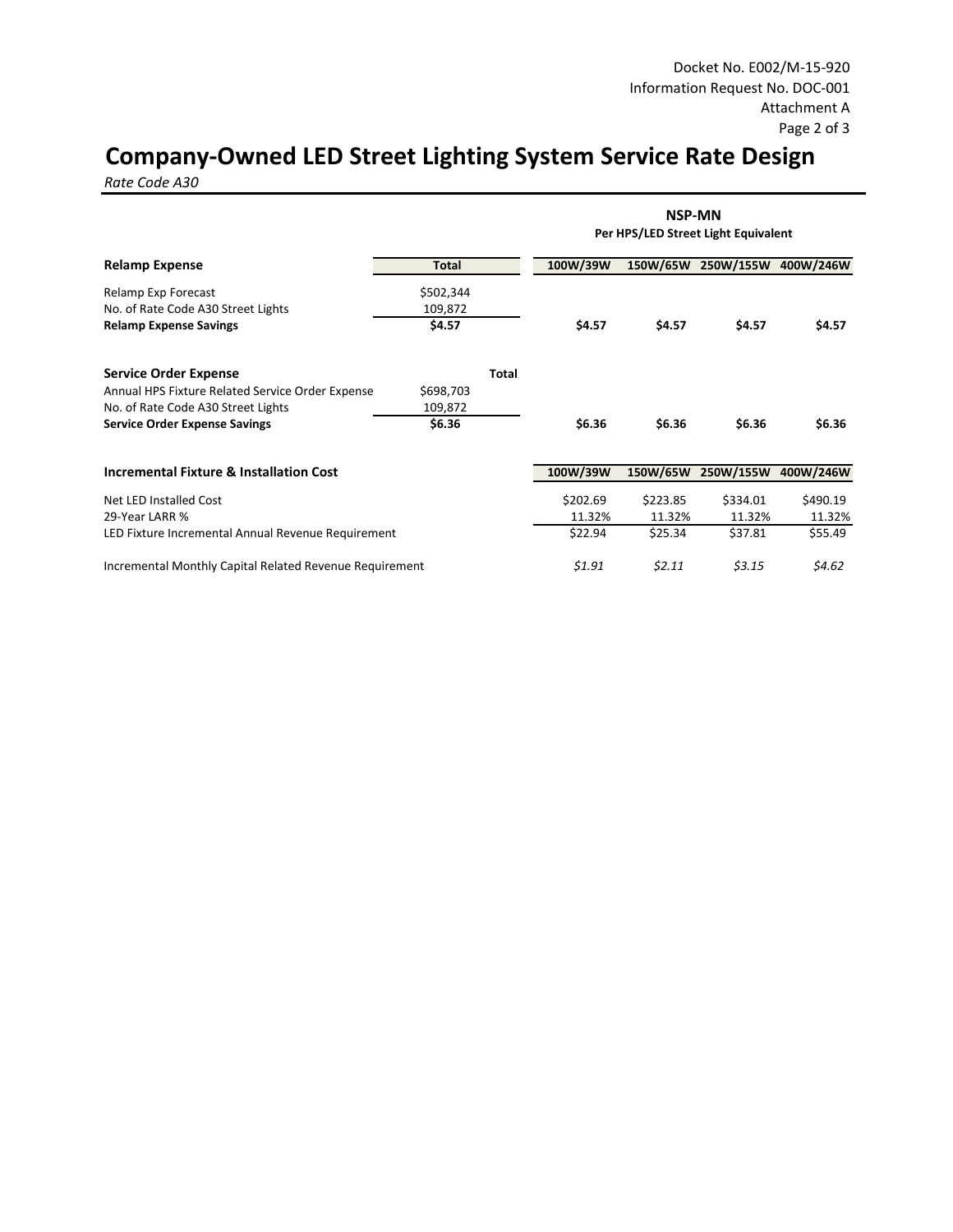Docket No. E002/M-15-920
Information Request No. DOC-001
Attachment A

# Company-Owned LED Street Lighting System Service Rate Design

*Rate Code A30*

| | | NSP-MN Per HPS/LED Street Light Equivalent | | | |
|---|---|---|---|---|---|
| **Relamp Expense** | **Total** | **100W/39W** | **150W/65W** | **250W/155W** | **400W/246W** |
| Relamp Exp Forecast | $502,344 | | | | |
| No. of Rate Code A30 Street Lights | 109,872 | | | | |
| **Relamp Expense Savings** | **$4.57** | **$4.57** | **$4.57** | **$4.57** | **$4.57** |
| | | | | | |
| **Service Order Expense** | **Total** | | | | |
| Annual HPS Fixture Related Service Order Expense | $698,703 | | | | |
| No. of Rate Code A30 Street Lights | 109,872 | | | | |
| **Service Order Expense Savings** | **$6.36** | **$6.36** | **$6.36** | **$6.36** | **$6.36** |

| **Incremental Fixture & Installation Cost** | **100W/39W** | **150W/65W** | **250W/155W** | **400W/246W** |
|---|---|---|---|---|
| Net LED Installed Cost | $202.69 | $223.85 | $334.01 | $490.19 |
| 29-Year LARR % | 11.32% | 11.32% | 11.32% | 11.32% |
| LED Fixture Incremental Annual Revenue Requirement | $22.94 | $25.34 | $37.81 | $55.49 |
| | | | | |
| Incremental Monthly Capital Related Revenue Requirement | *$1.91* | *$2.11* | *$3.15* | *$4.62* |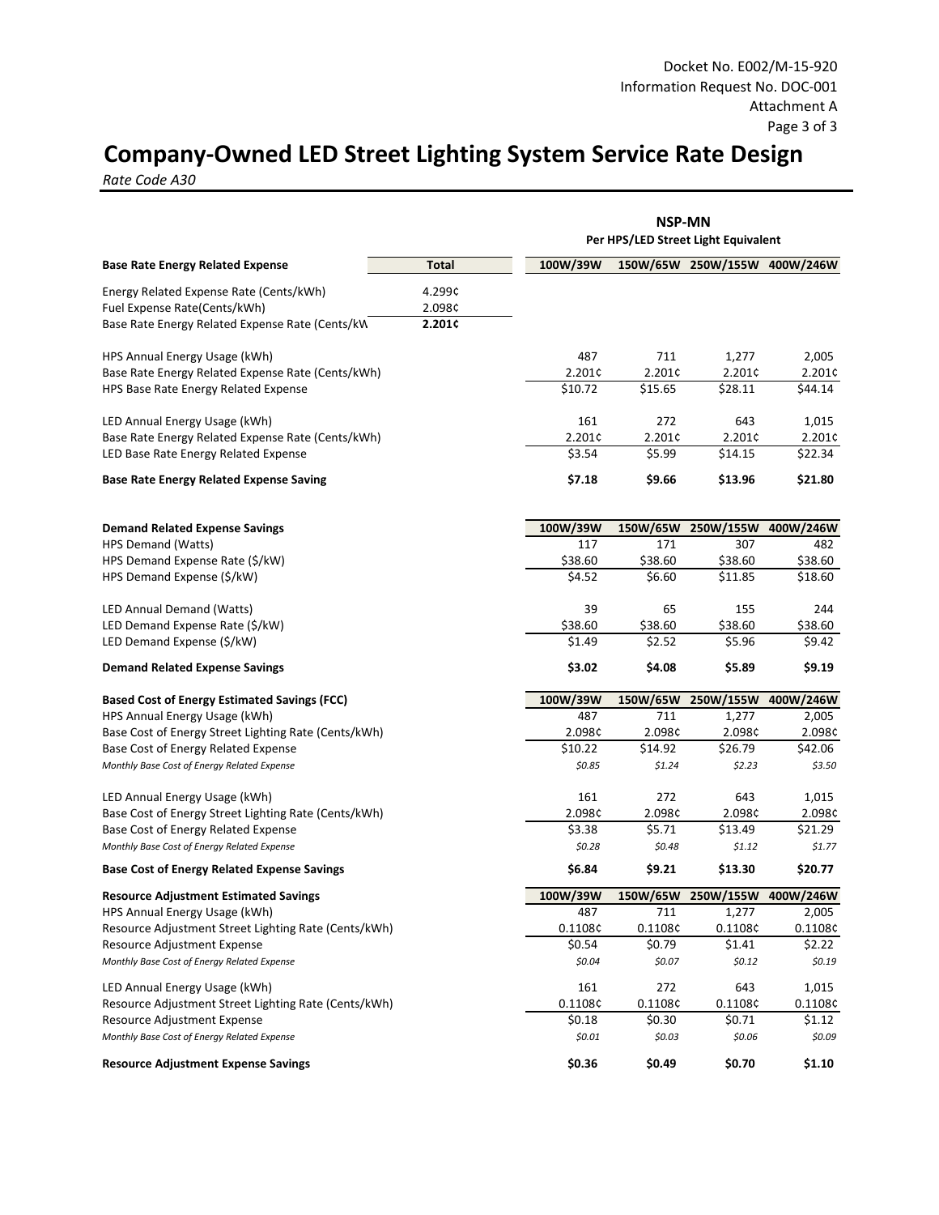Docket No. E002/M-15-920
Information Request No. DOC-001
Attachment A

# Company-Owned LED Street Lighting System Service Rate Design

*Rate Code A30*

| | Total | NSP-MN Per HPS/LED Street Light Equivalent | | | |
|---|---|---|---|---|---|
| **Base Rate Energy Related Expense** | **Total** | **100W/39W** | **150W/65W** | **250W/155W** | **400W/246W** |
| Energy Related Expense Rate (Cents/kWh) | 4.299¢ | | | | |
| Fuel Expense Rate(Cents/kWh) | 2.098¢ | | | | |
| Base Rate Energy Related Expense Rate (Cents/kW | **2.201¢** | | | | |
| HPS Annual Energy Usage (kWh) | | 487 | 711 | 1,277 | 2,005 |
| Base Rate Energy Related Expense Rate (Cents/kWh) | | 2.201¢ | 2.201¢ | 2.201¢ | 2.201¢ |
| HPS Base Rate Energy Related Expense | | $10.72 | $15.65 | $28.11 | $44.14 |
| LED Annual Energy Usage (kWh) | | 161 | 272 | 643 | 1,015 |
| Base Rate Energy Related Expense Rate (Cents/kWh) | | 2.201¢ | 2.201¢ | 2.201¢ | 2.201¢ |
| LED Base Rate Energy Related Expense | | $3.54 | $5.99 | $14.15 | $22.34 |
| **Base Rate Energy Related Expense Saving** | | **$7.18** | **$9.66** | **$13.96** | **$21.80** |
| **Demand Related Expense Savings** | | **100W/39W** | **150W/65W** | **250W/155W** | **400W/246W** |
| HPS Demand (Watts) | | 117 | 171 | 307 | 482 |
| HPS Demand Expense Rate ($/kW) | | $38.60 | $38.60 | $38.60 | $38.60 |
| HPS Demand Expense ($/kW) | | $4.52 | $6.60 | $11.85 | $18.60 |
| LED Annual Demand (Watts) | | 39 | 65 | 155 | 244 |
| LED Demand Expense Rate ($/kW) | | $38.60 | $38.60 | $38.60 | $38.60 |
| LED Demand Expense ($/kW) | | $1.49 | $2.52 | $5.96 | $9.42 |
| **Demand Related Expense Savings** | | **$3.02** | **$4.08** | **$5.89** | **$9.19** |
| **Based Cost of Energy Estimated Savings (FCC)** | | **100W/39W** | **150W/65W** | **250W/155W** | **400W/246W** |
| HPS Annual Energy Usage (kWh) | | 487 | 711 | 1,277 | 2,005 |
| Base Cost of Energy Street Lighting Rate (Cents/kWh) | | 2.098¢ | 2.098¢ | 2.098¢ | 2.098¢ |
| Base Cost of Energy Related Expense | | $10.22 | $14.92 | $26.79 | $42.06 |
| *Monthly Base Cost of Energy Related Expense* | | *$0.85* | *$1.24* | *$2.23* | *$3.50* |
| LED Annual Energy Usage (kWh) | | 161 | 272 | 643 | 1,015 |
| Base Cost of Energy Street Lighting Rate (Cents/kWh) | | 2.098¢ | 2.098¢ | 2.098¢ | 2.098¢ |
| Base Cost of Energy Related Expense | | $3.38 | $5.71 | $13.49 | $21.29 |
| *Monthly Base Cost of Energy Related Expense* | | *$0.28* | *$0.48* | *$1.12* | *$1.77* |
| **Base Cost of Energy Related Expense Savings** | | **$6.84** | **$9.21** | **$13.30** | **$20.77** |
| **Resource Adjustment Estimated Savings** | | **100W/39W** | **150W/65W** | **250W/155W** | **400W/246W** |
| HPS Annual Energy Usage (kWh) | | 487 | 711 | 1,277 | 2,005 |
| Resource Adjustment Street Lighting Rate (Cents/kWh) | | 0.1108¢ | 0.1108¢ | 0.1108¢ | 0.1108¢ |
| Resource Adjustment Expense | | $0.54 | $0.79 | $1.41 | $2.22 |
| *Monthly Base Cost of Energy Related Expense* | | *$0.04* | *$0.07* | *$0.12* | *$0.19* |
| LED Annual Energy Usage (kWh) | | 161 | 272 | 643 | 1,015 |
| Resource Adjustment Street Lighting Rate (Cents/kWh) | | 0.1108¢ | 0.1108¢ | 0.1108¢ | 0.1108¢ |
| Resource Adjustment Expense | | $0.18 | $0.30 | $0.71 | $1.12 |
| *Monthly Base Cost of Energy Related Expense* | | *$0.01* | *$0.03* | *$0.06* | *$0.09* |
| **Resource Adjustment Expense Savings** | | **$0.36** | **$0.49** | **$0.70** | **$1.10** |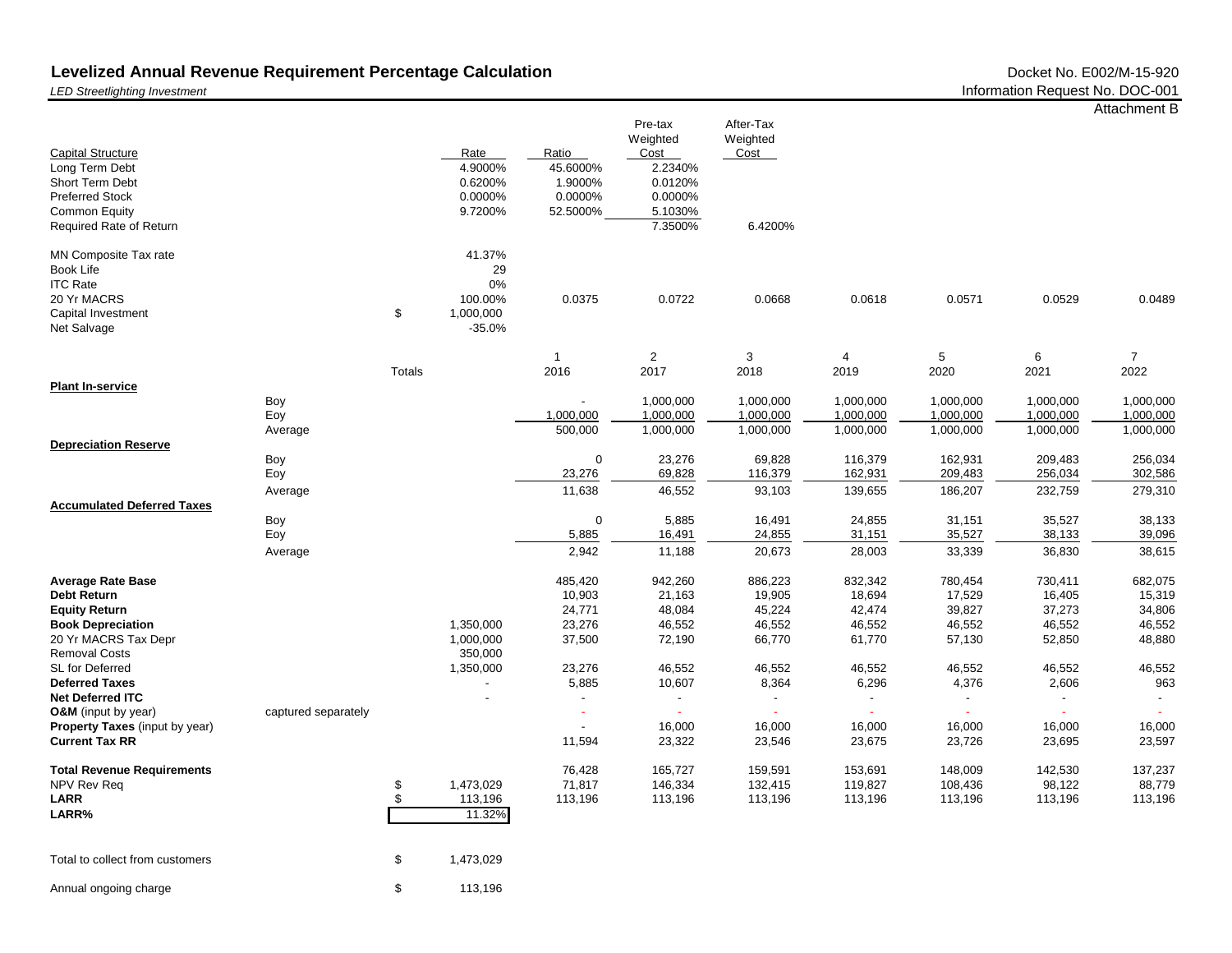## Levelized Annual Revenue Requirement Percentage Calculation

*LED Streetlighting Investment*

Docket No. E002/M-15-920
Information Request No. DOC-001
Attachment B

| Capital Structure | Rate | Ratio | Pre-tax Weighted Cost | After-Tax Weighted Cost |
|---|---|---|---|---|
| Long Term Debt | 4.9000% | 45.6000% | 2.2340% | |
| Short Term Debt | 0.6200% | 1.9000% | 0.0120% | |
| Preferred Stock | 0.0000% | 0.0000% | 0.0000% | |
| Common Equity | 9.7200% | 52.5000% | 5.1030% | |
| Required Rate of Return | | | 7.3500% | 6.4200% |

| | | | | | | | | | | |
|---|---|---|---|---|---|---|---|---|---|---|
| MN Composite Tax rate | | | 41.37% | | | | | | | |
| Book Life | | | 29 | | | | | | | |
| ITC Rate | | | 0% | | | | | | | |
| 20 Yr MACRS | | | 100.00% | 0.0375 | 0.0722 | 0.0668 | 0.0618 | 0.0571 | 0.0529 | 0.0489 |
| Capital Investment | | $ | 1,000,000 | | | | | | | |
| Net Salvage | | | -35.0% | | | | | | | |

| | | Totals | | 1<br>2016 | 2<br>2017 | 3<br>2018 | 4<br>2019 | 5<br>2020 | 6<br>2021 | 7<br>2022 |
|---|---|---|---|---|---|---|---|---|---|---|
| **Plant In-service** | | | | | | | | | | |
| | Boy | | | - | 1,000,000 | 1,000,000 | 1,000,000 | 1,000,000 | 1,000,000 | 1,000,000 |
| | Eoy | | | 1,000,000 | 1,000,000 | 1,000,000 | 1,000,000 | 1,000,000 | 1,000,000 | 1,000,000 |
| | Average | | | 500,000 | 1,000,000 | 1,000,000 | 1,000,000 | 1,000,000 | 1,000,000 | 1,000,000 |
| **Depreciation Reserve** | | | | | | | | | | |
| | Boy | | | 0 | 23,276 | 69,828 | 116,379 | 162,931 | 209,483 | 256,034 |
| | Eoy | | | 23,276 | 69,828 | 116,379 | 162,931 | 209,483 | 256,034 | 302,586 |
| | Average | | | 11,638 | 46,552 | 93,103 | 139,655 | 186,207 | 232,759 | 279,310 |
| **Accumulated Deferred Taxes** | | | | | | | | | | |
| | Boy | | | 0 | 5,885 | 16,491 | 24,855 | 31,151 | 35,527 | 38,133 |
| | Eoy | | | 5,885 | 16,491 | 24,855 | 31,151 | 35,527 | 38,133 | 39,096 |
| | Average | | | 2,942 | 11,188 | 20,673 | 28,003 | 33,339 | 36,830 | 38,615 |
| **Average Rate Base** | | | | 485,420 | 942,260 | 886,223 | 832,342 | 780,454 | 730,411 | 682,075 |
| **Debt Return** | | | | 10,903 | 21,163 | 19,905 | 18,694 | 17,529 | 16,405 | 15,319 |
| **Equity Return** | | | | 24,771 | 48,084 | 45,224 | 42,474 | 39,827 | 37,273 | 34,806 |
| **Book Depreciation** | | | 1,350,000 | 23,276 | 46,552 | 46,552 | 46,552 | 46,552 | 46,552 | 46,552 |
| 20 Yr MACRS Tax Depr | | | 1,000,000 | 37,500 | 72,190 | 66,770 | 61,770 | 57,130 | 52,850 | 48,880 |
| Removal Costs | | | 350,000 | | | | | | | |
| SL for Deferred | | | 1,350,000 | 23,276 | 46,552 | 46,552 | 46,552 | 46,552 | 46,552 | 46,552 |
| **Deferred Taxes** | | | - | 5,885 | 10,607 | 8,364 | 6,296 | 4,376 | 2,606 | 963 |
| **Net Deferred ITC** | | | - | - | - | - | - | - | - | - |
| **O&M** (input by year) | captured separately | | | - | - | - | - | - | - | - |
| **Property Taxes** (input by year) | | | | - | 16,000 | 16,000 | 16,000 | 16,000 | 16,000 | 16,000 |
| **Current Tax RR** | | | | 11,594 | 23,322 | 23,546 | 23,675 | 23,726 | 23,695 | 23,597 |
| **Total Revenue Requirements** | | | | 76,428 | 165,727 | 159,591 | 153,691 | 148,009 | 142,530 | 137,237 |
| NPV Rev Req | | $ | 1,473,029 | 71,817 | 146,334 | 132,415 | 119,827 | 108,436 | 98,122 | 88,779 |
| **LARR** | | $ | 113,196 | 113,196 | 113,196 | 113,196 | 113,196 | 113,196 | 113,196 | 113,196 |
| **LARR%** | | | 11.32% | | | | | | | |

| | | |
|---|---|---|
| Total to collect from customers | $ | 1,473,029 |
| Annual ongoing charge | $ | 113,196 |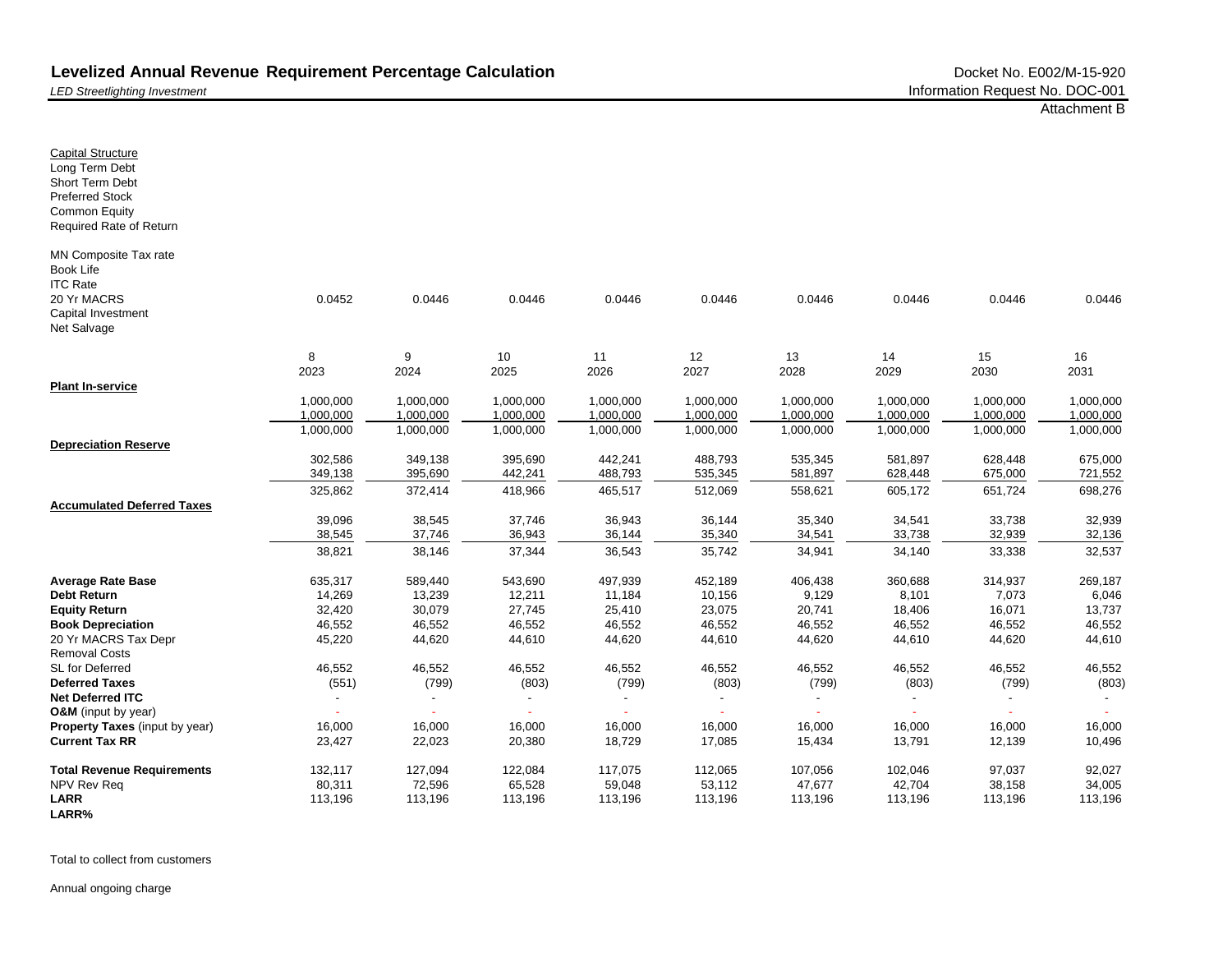**Levelized Annual Revenue Requirement Percentage Calculation**

*LED Streetlighting Investment*

Docket No. E002/M-15-920
Information Request No. DOC-001
Attachment B

| | | | | | | | | | |
|---|---|---|---|---|---|---|---|---|---|
| Capital Structure | | | | | | | | | |
| Long Term Debt | | | | | | | | | |
| Short Term Debt | | | | | | | | | |
| Preferred Stock | | | | | | | | | |
| Common Equity | | | | | | | | | |
| Required Rate of Return | | | | | | | | | |
| | | | | | | | | | |
| MN Composite Tax rate | | | | | | | | | |
| Book Life | | | | | | | | | |
| ITC Rate | | | | | | | | | |
| 20 Yr MACRS | 0.0452 | 0.0446 | 0.0446 | 0.0446 | 0.0446 | 0.0446 | 0.0446 | 0.0446 | 0.0446 |
| Capital Investment | | | | | | | | | |
| Net Salvage | | | | | | | | | |
| | 8 | 9 | 10 | 11 | 12 | 13 | 14 | 15 | 16 |
| | 2023 | 2024 | 2025 | 2026 | 2027 | 2028 | 2029 | 2030 | 2031 |
| **Plant In-service** | | | | | | | | | |
| | 1,000,000 | 1,000,000 | 1,000,000 | 1,000,000 | 1,000,000 | 1,000,000 | 1,000,000 | 1,000,000 | 1,000,000 |
| | 1,000,000 | 1,000,000 | 1,000,000 | 1,000,000 | 1,000,000 | 1,000,000 | 1,000,000 | 1,000,000 | 1,000,000 |
| | 1,000,000 | 1,000,000 | 1,000,000 | 1,000,000 | 1,000,000 | 1,000,000 | 1,000,000 | 1,000,000 | 1,000,000 |
| **Depreciation Reserve** | | | | | | | | | |
| | 302,586 | 349,138 | 395,690 | 442,241 | 488,793 | 535,345 | 581,897 | 628,448 | 675,000 |
| | 349,138 | 395,690 | 442,241 | 488,793 | 535,345 | 581,897 | 628,448 | 675,000 | 721,552 |
| | 325,862 | 372,414 | 418,966 | 465,517 | 512,069 | 558,621 | 605,172 | 651,724 | 698,276 |
| **Accumulated Deferred Taxes** | | | | | | | | | |
| | 39,096 | 38,545 | 37,746 | 36,943 | 36,144 | 35,340 | 34,541 | 33,738 | 32,939 |
| | 38,545 | 37,746 | 36,943 | 36,144 | 35,340 | 34,541 | 33,738 | 32,939 | 32,136 |
| | 38,821 | 38,146 | 37,344 | 36,543 | 35,742 | 34,941 | 34,140 | 33,338 | 32,537 |
| | | | | | | | | | |
| **Average Rate Base** | 635,317 | 589,440 | 543,690 | 497,939 | 452,189 | 406,438 | 360,688 | 314,937 | 269,187 |
| **Debt Return** | 14,269 | 13,239 | 12,211 | 11,184 | 10,156 | 9,129 | 8,101 | 7,073 | 6,046 |
| **Equity Return** | 32,420 | 30,079 | 27,745 | 25,410 | 23,075 | 20,741 | 18,406 | 16,071 | 13,737 |
| **Book Depreciation** | 46,552 | 46,552 | 46,552 | 46,552 | 46,552 | 46,552 | 46,552 | 46,552 | 46,552 |
| 20 Yr MACRS Tax Depr | 45,220 | 44,620 | 44,610 | 44,620 | 44,610 | 44,620 | 44,610 | 44,620 | 44,610 |
| Removal Costs | | | | | | | | | |
| SL for Deferred | 46,552 | 46,552 | 46,552 | 46,552 | 46,552 | 46,552 | 46,552 | 46,552 | 46,552 |
| **Deferred Taxes** | (551) | (799) | (803) | (799) | (803) | (799) | (803) | (799) | (803) |
| **Net Deferred ITC** | - | - | - | - | - | - | - | - | - |
| **O&M** (input by year) | - | - | - | - | - | - | - | - | - |
| **Property Taxes** (input by year) | 16,000 | 16,000 | 16,000 | 16,000 | 16,000 | 16,000 | 16,000 | 16,000 | 16,000 |
| **Current Tax RR** | 23,427 | 22,023 | 20,380 | 18,729 | 17,085 | 15,434 | 13,791 | 12,139 | 10,496 |
| | | | | | | | | | |
| **Total Revenue Requirements** | 132,117 | 127,094 | 122,084 | 117,075 | 112,065 | 107,056 | 102,046 | 97,037 | 92,027 |
| NPV Rev Req | 80,311 | 72,596 | 65,528 | 59,048 | 53,112 | 47,677 | 42,704 | 38,158 | 34,005 |
| **LARR** | 113,196 | 113,196 | 113,196 | 113,196 | 113,196 | 113,196 | 113,196 | 113,196 | 113,196 |
| **LARR%** | | | | | | | | | |

Total to collect from customers

Annual ongoing charge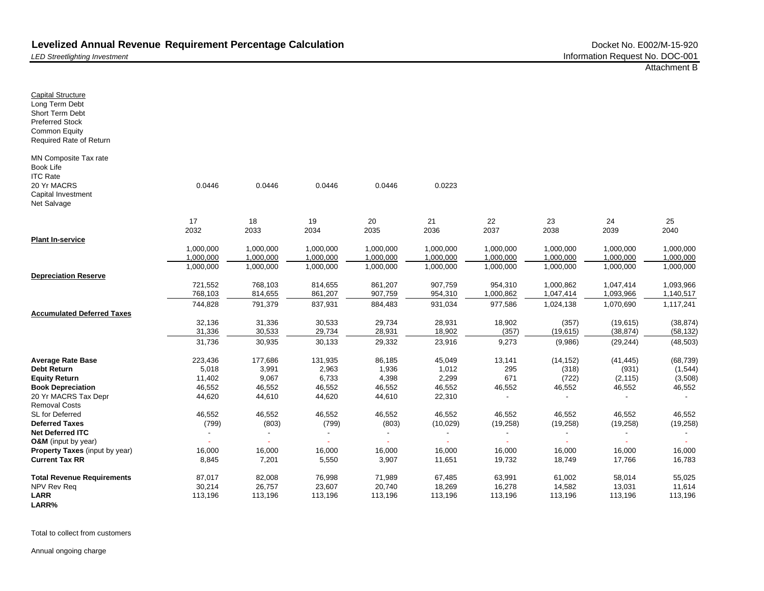**Levelized Annual Revenue Requirement Percentage Calculation**

*LED Streetlighting Investment*

Docket No. E002/M-15-920
Information Request No. DOC-001
Attachment B

| | | | | | | | | | |
|---|---|---|---|---|---|---|---|---|---|
| Capital Structure | | | | | | | | | |
| Long Term Debt | | | | | | | | | |
| Short Term Debt | | | | | | | | | |
| Preferred Stock | | | | | | | | | |
| Common Equity | | | | | | | | | |
| Required Rate of Return | | | | | | | | | |
| | | | | | | | | | |
| MN Composite Tax rate | | | | | | | | | |
| Book Life | | | | | | | | | |
| ITC Rate | | | | | | | | | |
| 20 Yr MACRS | 0.0446 | 0.0446 | 0.0446 | 0.0446 | 0.0223 | | | | |
| Capital Investment | | | | | | | | | |
| Net Salvage | | | | | | | | | |
| | 17 | 18 | 19 | 20 | 21 | 22 | 23 | 24 | 25 |
| | 2032 | 2033 | 2034 | 2035 | 2036 | 2037 | 2038 | 2039 | 2040 |
| **Plant In-service** | | | | | | | | | |
| | 1,000,000 | 1,000,000 | 1,000,000 | 1,000,000 | 1,000,000 | 1,000,000 | 1,000,000 | 1,000,000 | 1,000,000 |
| | 1,000,000 | 1,000,000 | 1,000,000 | 1,000,000 | 1,000,000 | 1,000,000 | 1,000,000 | 1,000,000 | 1,000,000 |
| | 1,000,000 | 1,000,000 | 1,000,000 | 1,000,000 | 1,000,000 | 1,000,000 | 1,000,000 | 1,000,000 | 1,000,000 |
| **Depreciation Reserve** | | | | | | | | | |
| | 721,552 | 768,103 | 814,655 | 861,207 | 907,759 | 954,310 | 1,000,862 | 1,047,414 | 1,093,966 |
| | 768,103 | 814,655 | 861,207 | 907,759 | 954,310 | 1,000,862 | 1,047,414 | 1,093,966 | 1,140,517 |
| | 744,828 | 791,379 | 837,931 | 884,483 | 931,034 | 977,586 | 1,024,138 | 1,070,690 | 1,117,241 |
| **Accumulated Deferred Taxes** | | | | | | | | | |
| | 32,136 | 31,336 | 30,533 | 29,734 | 28,931 | 18,902 | (357) | (19,615) | (38,874) |
| | 31,336 | 30,533 | 29,734 | 28,931 | 18,902 | (357) | (19,615) | (38,874) | (58,132) |
| | 31,736 | 30,935 | 30,133 | 29,332 | 23,916 | 9,273 | (9,986) | (29,244) | (48,503) |
| **Average Rate Base** | 223,436 | 177,686 | 131,935 | 86,185 | 45,049 | 13,141 | (14,152) | (41,445) | (68,739) |
| **Debt Return** | 5,018 | 3,991 | 2,963 | 1,936 | 1,012 | 295 | (318) | (931) | (1,544) |
| **Equity Return** | 11,402 | 9,067 | 6,733 | 4,398 | 2,299 | 671 | (722) | (2,115) | (3,508) |
| **Book Depreciation** | 46,552 | 46,552 | 46,552 | 46,552 | 46,552 | 46,552 | 46,552 | 46,552 | 46,552 |
| 20 Yr MACRS Tax Depr | 44,620 | 44,610 | 44,620 | 44,610 | 22,310 | - | - | - | - |
| Removal Costs | | | | | | | | | |
| SL for Deferred | 46,552 | 46,552 | 46,552 | 46,552 | 46,552 | 46,552 | 46,552 | 46,552 | 46,552 |
| **Deferred Taxes** | (799) | (803) | (799) | (803) | (10,029) | (19,258) | (19,258) | (19,258) | (19,258) |
| **Net Deferred ITC** | - | - | - | - | - | - | - | - | - |
| **O&M** (input by year) | - | - | - | - | - | - | - | - | - |
| **Property Taxes** (input by year) | 16,000 | 16,000 | 16,000 | 16,000 | 16,000 | 16,000 | 16,000 | 16,000 | 16,000 |
| **Current Tax RR** | 8,845 | 7,201 | 5,550 | 3,907 | 11,651 | 19,732 | 18,749 | 17,766 | 16,783 |
| **Total Revenue Requirements** | 87,017 | 82,008 | 76,998 | 71,989 | 67,485 | 63,991 | 61,002 | 58,014 | 55,025 |
| NPV Rev Req | 30,214 | 26,757 | 23,607 | 20,740 | 18,269 | 16,278 | 14,582 | 13,031 | 11,614 |
| **LARR** | 113,196 | 113,196 | 113,196 | 113,196 | 113,196 | 113,196 | 113,196 | 113,196 | 113,196 |
| **LARR%** | | | | | | | | | |

Total to collect from customers

Annual ongoing charge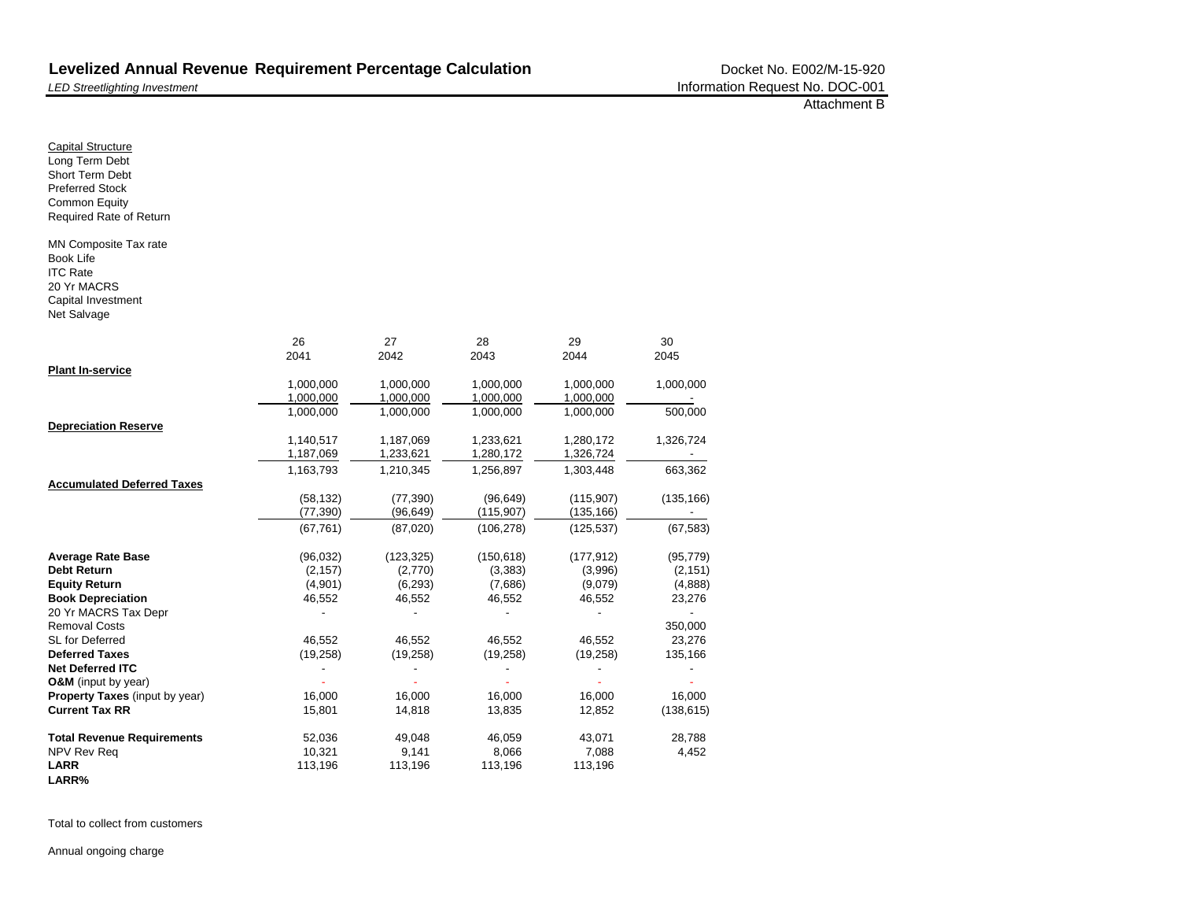**Levelized Annual Revenue Requirement Percentage Calculation**

*LED Streetlighting Investment*

Docket No. E002/M-15-920
Information Request No. DOC-001
Attachment B

Capital Structure
Long Term Debt
Short Term Debt
Preferred Stock
Common Equity
Required Rate of Return

MN Composite Tax rate
Book Life
ITC Rate
20 Yr MACRS
Capital Investment
Net Salvage

| | 26 | 27 | 28 | 29 | 30 |
|---|---|---|---|---|---|
| | 2041 | 2042 | 2043 | 2044 | 2045 |
| **Plant In-service** | | | | | |
| | 1,000,000 | 1,000,000 | 1,000,000 | 1,000,000 | 1,000,000 |
| | 1,000,000 | 1,000,000 | 1,000,000 | 1,000,000 | - |
| | 1,000,000 | 1,000,000 | 1,000,000 | 1,000,000 | 500,000 |
| **Depreciation Reserve** | | | | | |
| | 1,140,517 | 1,187,069 | 1,233,621 | 1,280,172 | 1,326,724 |
| | 1,187,069 | 1,233,621 | 1,280,172 | 1,326,724 | - |
| | 1,163,793 | 1,210,345 | 1,256,897 | 1,303,448 | 663,362 |
| **Accumulated Deferred Taxes** | | | | | |
| | (58,132) | (77,390) | (96,649) | (115,907) | (135,166) |
| | (77,390) | (96,649) | (115,907) | (135,166) | - |
| | (67,761) | (87,020) | (106,278) | (125,537) | (67,583) |
| **Average Rate Base** | (96,032) | (123,325) | (150,618) | (177,912) | (95,779) |
| **Debt Return** | (2,157) | (2,770) | (3,383) | (3,996) | (2,151) |
| **Equity Return** | (4,901) | (6,293) | (7,686) | (9,079) | (4,888) |
| **Book Depreciation** | 46,552 | 46,552 | 46,552 | 46,552 | 23,276 |
| 20 Yr MACRS Tax Depr | - | - | - | - | - |
| Removal Costs | | | | | 350,000 |
| SL for Deferred | 46,552 | 46,552 | 46,552 | 46,552 | 23,276 |
| **Deferred Taxes** | (19,258) | (19,258) | (19,258) | (19,258) | 135,166 |
| **Net Deferred ITC** | - | - | - | - | - |
| **O&M** (input by year) | - | - | - | - | - |
| **Property Taxes** (input by year) | 16,000 | 16,000 | 16,000 | 16,000 | 16,000 |
| **Current Tax RR** | 15,801 | 14,818 | 13,835 | 12,852 | (138,615) |
| **Total Revenue Requirements** | 52,036 | 49,048 | 46,059 | 43,071 | 28,788 |
| NPV Rev Req | 10,321 | 9,141 | 8,066 | 7,088 | 4,452 |
| **LARR** | 113,196 | 113,196 | 113,196 | 113,196 | |
| **LARR%** | | | | | |

Total to collect from customers

Annual ongoing charge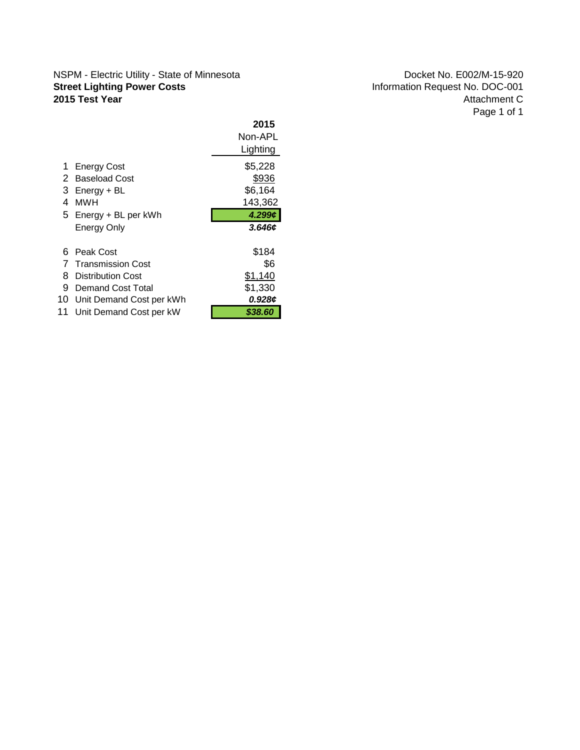NSPM - Electric Utility - State of Minnesota

**Street Lighting Power Costs**

**2015 Test Year**

Docket No. E002/M-15-920

Information Request No. DOC-001

Attachment C

Page 1 of 1

| | | **2015** Non-APL Lighting |
|---|---|---|
| 1 | Energy Cost | $5,228 |
| 2 | Baseload Cost | $936 |
| 3 | Energy + BL | $6,164 |
| 4 | MWH | 143,362 |
| 5 | Energy + BL per kWh | ***4.299¢*** |
| | Energy Only | ***3.646¢*** |
| 6 | Peak Cost | $184 |
| 7 | Transmission Cost | $6 |
| 8 | Distribution Cost | $1,140 |
| 9 | Demand Cost Total | $1,330 |
| 10 | Unit Demand Cost per kWh | ***0.928¢*** |
| 11 | Unit Demand Cost per kW | ***$38.60*** |